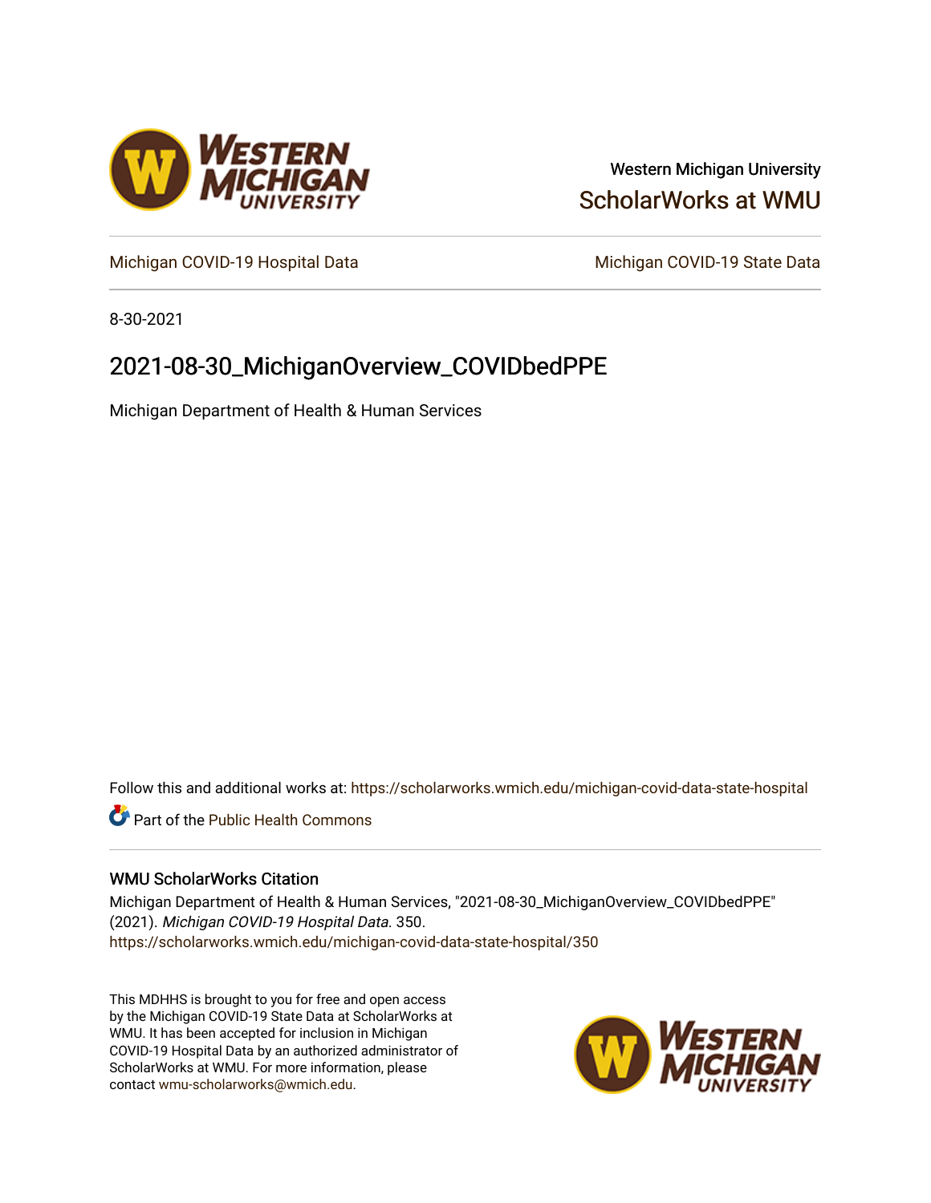Western Michigan University

ScholarWorks at WMU

Michigan COVID-19 Hospital Data

Michigan COVID-19 State Data

8-30-2021

# 2021-08-30_MichiganOverview_COVIDbedPPE

Michigan Department of Health & Human Services

Follow this and additional works at: https://scholarworks.wmich.edu/michigan-covid-data-state-hospital

Part of the Public Health Commons

## WMU ScholarWorks Citation

Michigan Department of Health & Human Services, "2021-08-30_MichiganOverview_COVIDbedPPE" (2021). *Michigan COVID-19 Hospital Data*. 350.
https://scholarworks.wmich.edu/michigan-covid-data-state-hospital/350

This MDHHS is brought to you for free and open access by the Michigan COVID-19 State Data at ScholarWorks at WMU. It has been accepted for inclusion in Michigan COVID-19 Hospital Data by an authorized administrator of ScholarWorks at WMU. For more information, please contact wmu-scholarworks@wmich.edu.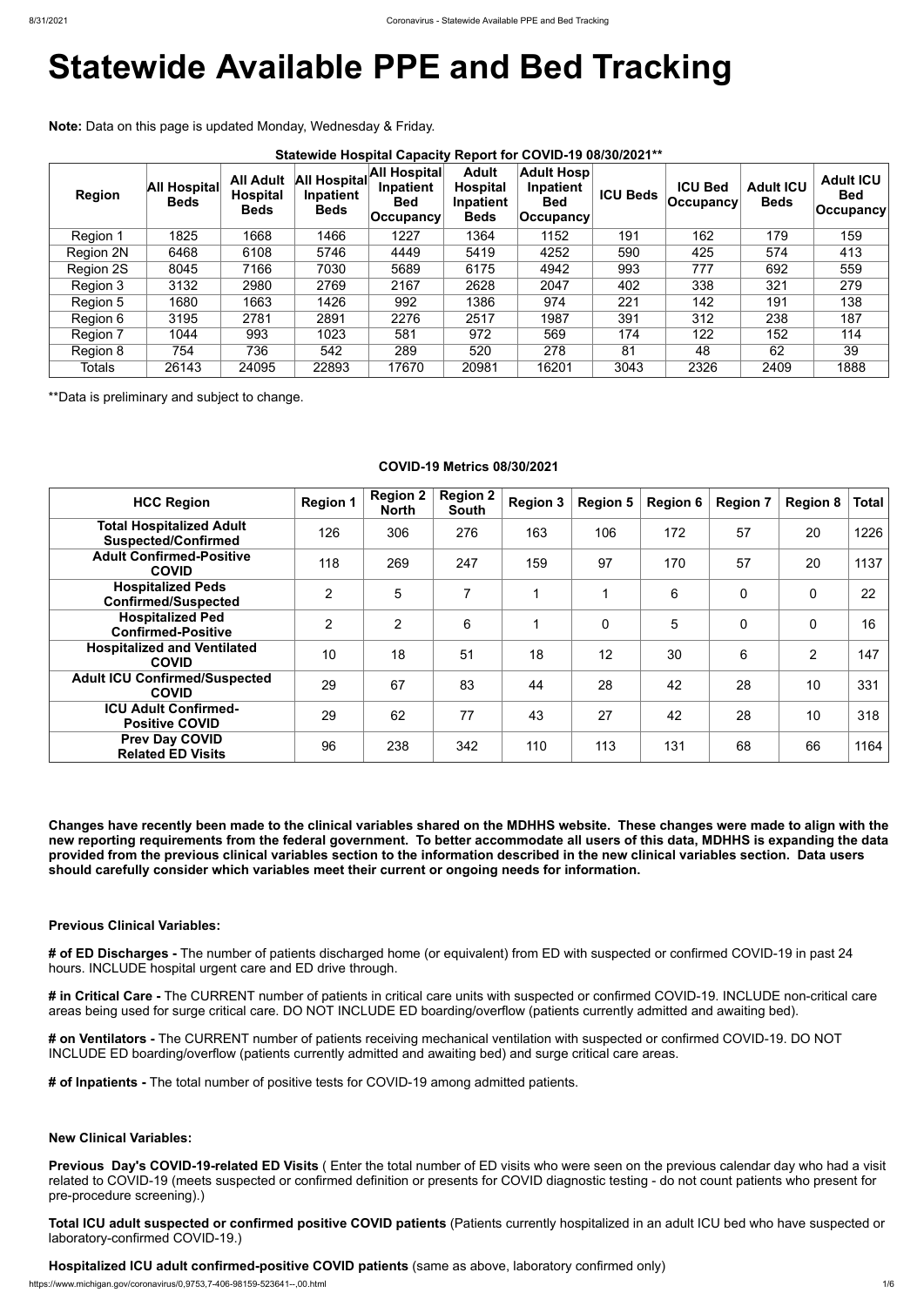# Statewide Available PPE and Bed Tracking

**Note:** Data on this page is updated Monday, Wednesday & Friday.

**Statewide Hospital Capacity Report for COVID-19 08/30/2021****

| Region | All Hospital Beds | All Adult Hospital Beds | All Hospital Inpatient Beds | All Hospital Inpatient Bed Occupancy | Adult Hospital Inpatient Beds | Adult Hosp Inpatient Bed Occupancy | ICU Beds | ICU Bed Occupancy | Adult ICU Beds | Adult ICU Bed Occupancy |
|---|---|---|---|---|---|---|---|---|---|---|
| Region 1 | 1825 | 1668 | 1466 | 1227 | 1364 | 1152 | 191 | 162 | 179 | 159 |
| Region 2N | 6468 | 6108 | 5746 | 4449 | 5419 | 4252 | 590 | 425 | 574 | 413 |
| Region 2S | 8045 | 7166 | 7030 | 5689 | 6175 | 4942 | 993 | 777 | 692 | 559 |
| Region 3 | 3132 | 2980 | 2769 | 2167 | 2628 | 2047 | 402 | 338 | 321 | 279 |
| Region 5 | 1680 | 1663 | 1426 | 992 | 1386 | 974 | 221 | 142 | 191 | 138 |
| Region 6 | 3195 | 2781 | 2891 | 2276 | 2517 | 1987 | 391 | 312 | 238 | 187 |
| Region 7 | 1044 | 993 | 1023 | 581 | 972 | 569 | 174 | 122 | 152 | 114 |
| Region 8 | 754 | 736 | 542 | 289 | 520 | 278 | 81 | 48 | 62 | 39 |
| Totals | 26143 | 24095 | 22893 | 17670 | 20981 | 16201 | 3043 | 2326 | 2409 | 1888 |

**Data is preliminary and subject to change.

**COVID-19 Metrics 08/30/2021**

| HCC Region | Region 1 | Region 2 North | Region 2 South | Region 3 | Region 5 | Region 6 | Region 7 | Region 8 | Total |
|---|---|---|---|---|---|---|---|---|---|
| Total Hospitalized Adult Suspected/Confirmed | 126 | 306 | 276 | 163 | 106 | 172 | 57 | 20 | 1226 |
| Adult Confirmed-Positive COVID | 118 | 269 | 247 | 159 | 97 | 170 | 57 | 20 | 1137 |
| Hospitalized Peds Confirmed/Suspected | 2 | 5 | 7 | 1 | 1 | 6 | 0 | 0 | 22 |
| Hospitalized Ped Confirmed-Positive | 2 | 2 | 6 | 1 | 0 | 5 | 0 | 0 | 16 |
| Hospitalized and Ventilated COVID | 10 | 18 | 51 | 18 | 12 | 30 | 6 | 2 | 147 |
| Adult ICU Confirmed/Suspected COVID | 29 | 67 | 83 | 44 | 28 | 42 | 28 | 10 | 331 |
| ICU Adult Confirmed-Positive COVID | 29 | 62 | 77 | 43 | 27 | 42 | 28 | 10 | 318 |
| Prev Day COVID Related ED Visits | 96 | 238 | 342 | 110 | 113 | 131 | 68 | 66 | 1164 |

**Changes have recently been made to the clinical variables shared on the MDHHS website. These changes were made to align with the new reporting requirements from the federal government. To better accommodate all users of this data, MDHHS is expanding the data provided from the previous clinical variables section to the information described in the new clinical variables section. Data users should carefully consider which variables meet their current or ongoing needs for information.**

**Previous Clinical Variables:**

**# of ED Discharges -** The number of patients discharged home (or equivalent) from ED with suspected or confirmed COVID-19 in past 24 hours. INCLUDE hospital urgent care and ED drive through.

**# in Critical Care -** The CURRENT number of patients in critical care units with suspected or confirmed COVID-19. INCLUDE non-critical care areas being used for surge critical care. DO NOT INCLUDE ED boarding/overflow (patients currently admitted and awaiting bed).

**# on Ventilators -** The CURRENT number of patients receiving mechanical ventilation with suspected or confirmed COVID-19. DO NOT INCLUDE ED boarding/overflow (patients currently admitted and awaiting bed) and surge critical care areas.

**# of Inpatients -** The total number of positive tests for COVID-19 among admitted patients.

**New Clinical Variables:**

**Previous Day's COVID-19-related ED Visits** ( Enter the total number of ED visits who were seen on the previous calendar day who had a visit related to COVID-19 (meets suspected or confirmed definition or presents for COVID diagnostic testing - do not count patients who present for pre-procedure screening).)

**Total ICU adult suspected or confirmed positive COVID patients** (Patients currently hospitalized in an adult ICU bed who have suspected or laboratory-confirmed COVID-19.)

**Hospitalized ICU adult confirmed-positive COVID patients** (same as above, laboratory confirmed only)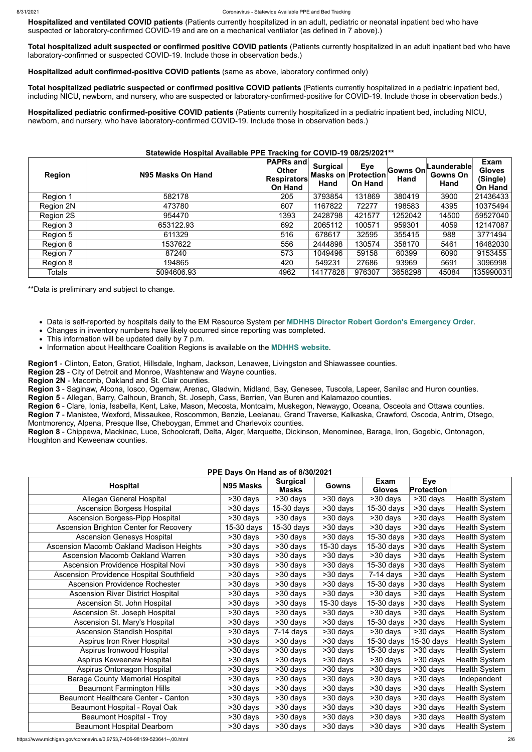**Hospitalized and ventilated COVID patients** (Patients currently hospitalized in an adult, pediatric or neonatal inpatient bed who have suspected or laboratory-confirmed COVID-19 and are on a mechanical ventilator (as defined in 7 above).)

**Total hospitalized adult suspected or confirmed positive COVID patients** (Patients currently hospitalized in an adult inpatient bed who have laboratory-confirmed or suspected COVID-19. Include those in observation beds.)

**Hospitalized adult confirmed-positive COVID patients** (same as above, laboratory confirmed only)

**Total hospitalized pediatric suspected or confirmed positive COVID patients** (Patients currently hospitalized in a pediatric inpatient bed, including NICU, newborn, and nursery, who are suspected or laboratory-confirmed-positive for COVID-19. Include those in observation beds.)

**Hospitalized pediatric confirmed-positive COVID patients** (Patients currently hospitalized in a pediatric inpatient bed, including NICU, newborn, and nursery, who have laboratory-confirmed COVID-19. Include those in observation beds.)

**Statewide Hospital Available PPE Tracking for COVID-19 08/25/2021****

| Region | N95 Masks On Hand | PAPRs and Other Respirators On Hand | Surgical Masks on Hand | Eye Protection On Hand | Gowns On Hand | Launderable Gowns On Hand | Exam Gloves (Single) On Hand |
|---|---|---|---|---|---|---|---|
| Region 1 | 582178 | 205 | 3793854 | 131869 | 380419 | 3900 | 21436433 |
| Region 2N | 473780 | 607 | 1167822 | 72277 | 198583 | 4395 | 10375494 |
| Region 2S | 954470 | 1393 | 2428798 | 421577 | 1252042 | 14500 | 59527040 |
| Region 3 | 653122.93 | 692 | 2065112 | 100571 | 959301 | 4059 | 12147087 |
| Region 5 | 611329 | 516 | 678617 | 32595 | 355415 | 988 | 3771494 |
| Region 6 | 1537622 | 556 | 2444898 | 130574 | 358170 | 5461 | 16482030 |
| Region 7 | 87240 | 573 | 1049496 | 59158 | 60399 | 6090 | 9153455 |
| Region 8 | 194865 | 420 | 549231 | 27686 | 93969 | 5691 | 3096998 |
| Totals | 5094606.93 | 4962 | 14177828 | 976307 | 3658298 | 45084 | 135990031 |

**Data is preliminary and subject to change.

- Data is self-reported by hospitals daily to the EM Resource System per **MDHHS Director Robert Gordon's Emergency Order**.
- Changes in inventory numbers have likely occurred since reporting was completed.
- This information will be updated daily by 7 p.m.
- Information about Healthcare Coalition Regions is available on the **MDHHS website**.

**Region1** - Clinton, Eaton, Gratiot, Hillsdale, Ingham, Jackson, Lenawee, Livingston and Shiawassee counties.
**Region 2S** - City of Detroit and Monroe, Washtenaw and Wayne counties.
**Region 2N** - Macomb, Oakland and St. Clair counties.
**Region 3** - Saginaw, Alcona, Iosco, Ogemaw, Arenac, Gladwin, Midland, Bay, Genesee, Tuscola, Lapeer, Sanilac and Huron counties.
**Region 5** - Allegan, Barry, Calhoun, Branch, St. Joseph, Cass, Berrien, Van Buren and Kalamazoo counties.
**Region 6** - Clare, Ionia, Isabella, Kent, Lake, Mason, Mecosta, Montcalm, Muskegon, Newaygo, Oceana, Osceola and Ottawa counties.
**Region 7** - Manistee, Wexford, Missaukee, Roscommon, Benzie, Leelanau, Grand Traverse, Kalkaska, Crawford, Oscoda, Antrim, Otsego, Montmorency, Alpena, Presque Ilse, Cheboygan, Emmet and Charlevoix counties.
**Region 8** - Chippewa, Mackinac, Luce, Schoolcraft, Delta, Alger, Marquette, Dickinson, Menominee, Baraga, Iron, Gogebic, Ontonagon, Houghton and Keweenaw counties.

**PPE Days On Hand as of 8/30/2021**

| Hospital | N95 Masks | Surgical Masks | Gowns | Exam Gloves | Eye Protection | |
|---|---|---|---|---|---|---|
| Allegan General Hospital | >30 days | >30 days | >30 days | >30 days | >30 days | Health System |
| Ascension Borgess Hospital | >30 days | 15-30 days | >30 days | 15-30 days | >30 days | Health System |
| Ascension Borgess-Pipp Hospital | >30 days | >30 days | >30 days | >30 days | >30 days | Health System |
| Ascension Brighton Center for Recovery | 15-30 days | 15-30 days | >30 days | >30 days | >30 days | Health System |
| Ascension Genesys Hospital | >30 days | >30 days | >30 days | 15-30 days | >30 days | Health System |
| Ascension Macomb Oakland Madison Heights | >30 days | >30 days | 15-30 days | 15-30 days | >30 days | Health System |
| Ascension Macomb Oakland Warren | >30 days | >30 days | >30 days | >30 days | >30 days | Health System |
| Ascension Providence Hospital Novi | >30 days | >30 days | >30 days | 15-30 days | >30 days | Health System |
| Ascension Providence Hospital Southfield | >30 days | >30 days | >30 days | 7-14 days | >30 days | Health System |
| Ascension Providence Rochester | >30 days | >30 days | >30 days | 15-30 days | >30 days | Health System |
| Ascension River District Hospital | >30 days | >30 days | >30 days | >30 days | >30 days | Health System |
| Ascension St. John Hospital | >30 days | >30 days | 15-30 days | 15-30 days | >30 days | Health System |
| Ascension St. Joseph Hospital | >30 days | >30 days | >30 days | >30 days | >30 days | Health System |
| Ascension St. Mary's Hospital | >30 days | >30 days | >30 days | 15-30 days | >30 days | Health System |
| Ascension Standish Hospital | >30 days | 7-14 days | >30 days | >30 days | >30 days | Health System |
| Aspirus Iron River Hospital | >30 days | >30 days | >30 days | 15-30 days | 15-30 days | Health System |
| Aspirus Ironwood Hospital | >30 days | >30 days | >30 days | 15-30 days | >30 days | Health System |
| Aspirus Keweenaw Hospital | >30 days | >30 days | >30 days | >30 days | >30 days | Health System |
| Aspirus Ontonagon Hospital | >30 days | >30 days | >30 days | >30 days | >30 days | Health System |
| Baraga County Memorial Hospital | >30 days | >30 days | >30 days | >30 days | >30 days | Independent |
| Beaumont Farmington Hills | >30 days | >30 days | >30 days | >30 days | >30 days | Health System |
| Beaumont Healthcare Center - Canton | >30 days | >30 days | >30 days | >30 days | >30 days | Health System |
| Beaumont Hospital - Royal Oak | >30 days | >30 days | >30 days | >30 days | >30 days | Health System |
| Beaumont Hospital - Troy | >30 days | >30 days | >30 days | >30 days | >30 days | Health System |
| Beaumont Hospital Dearborn | >30 days | >30 days | >30 days | >30 days | >30 days | Health System |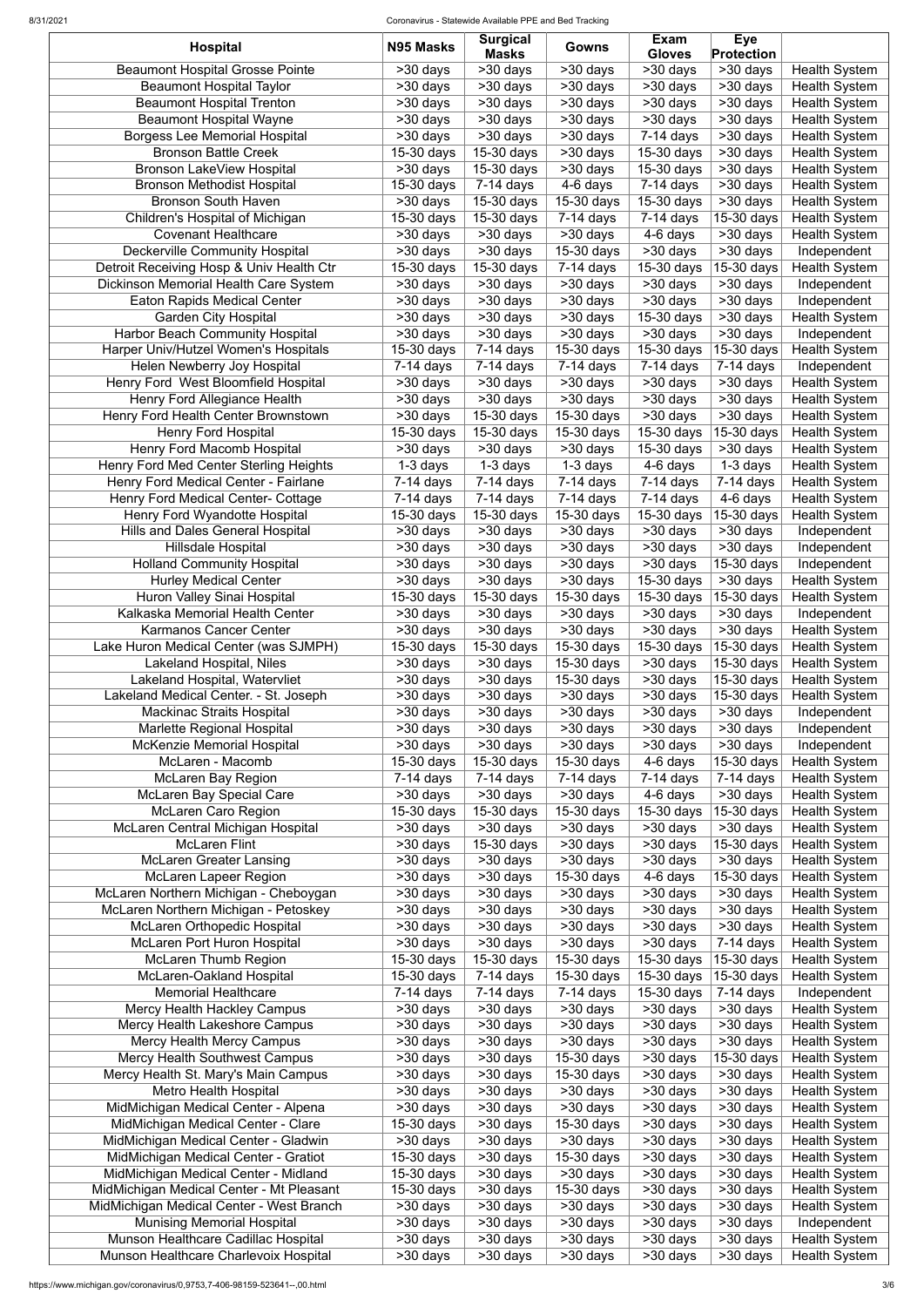| Hospital | N95 Masks | Surgical Masks | Gowns | Exam Gloves | Eye Protection | |
|---|---|---|---|---|---|---|
| Beaumont Hospital Grosse Pointe | >30 days | >30 days | >30 days | >30 days | >30 days | Health System |
| Beaumont Hospital Taylor | >30 days | >30 days | >30 days | >30 days | >30 days | Health System |
| Beaumont Hospital Trenton | >30 days | >30 days | >30 days | >30 days | >30 days | Health System |
| Beaumont Hospital Wayne | >30 days | >30 days | >30 days | >30 days | >30 days | Health System |
| Borgess Lee Memorial Hospital | >30 days | >30 days | >30 days | 7-14 days | >30 days | Health System |
| Bronson Battle Creek | 15-30 days | 15-30 days | >30 days | 15-30 days | >30 days | Health System |
| Bronson LakeView Hospital | >30 days | 15-30 days | >30 days | 15-30 days | >30 days | Health System |
| Bronson Methodist Hospital | 15-30 days | 7-14 days | 4-6 days | 7-14 days | >30 days | Health System |
| Bronson South Haven | >30 days | 15-30 days | 15-30 days | 15-30 days | >30 days | Health System |
| Children's Hospital of Michigan | 15-30 days | 15-30 days | 7-14 days | 7-14 days | 15-30 days | Health System |
| Covenant Healthcare | >30 days | >30 days | >30 days | 4-6 days | >30 days | Health System |
| Deckerville Community Hospital | >30 days | >30 days | 15-30 days | >30 days | >30 days | Independent |
| Detroit Receiving Hosp & Univ Health Ctr | 15-30 days | 15-30 days | 7-14 days | 15-30 days | 15-30 days | Health System |
| Dickinson Memorial Health Care System | >30 days | >30 days | >30 days | >30 days | >30 days | Independent |
| Eaton Rapids Medical Center | >30 days | >30 days | >30 days | >30 days | >30 days | Independent |
| Garden City Hospital | >30 days | >30 days | >30 days | 15-30 days | >30 days | Health System |
| Harbor Beach Community Hospital | >30 days | >30 days | >30 days | >30 days | >30 days | Independent |
| Harper Univ/Hutzel Women's Hospitals | 15-30 days | 7-14 days | 15-30 days | 15-30 days | 15-30 days | Health System |
| Helen Newberry Joy Hospital | 7-14 days | 7-14 days | 7-14 days | 7-14 days | 7-14 days | Independent |
| Henry Ford West Bloomfield Hospital | >30 days | >30 days | >30 days | >30 days | >30 days | Health System |
| Henry Ford Allegiance Health | >30 days | >30 days | >30 days | >30 days | >30 days | Health System |
| Henry Ford Health Center Brownstown | >30 days | 15-30 days | 15-30 days | >30 days | >30 days | Health System |
| Henry Ford Hospital | 15-30 days | 15-30 days | 15-30 days | 15-30 days | 15-30 days | Health System |
| Henry Ford Macomb Hospital | >30 days | >30 days | >30 days | 15-30 days | >30 days | Health System |
| Henry Ford Med Center Sterling Heights | 1-3 days | 1-3 days | 1-3 days | 4-6 days | 1-3 days | Health System |
| Henry Ford Medical Center - Fairlane | 7-14 days | 7-14 days | 7-14 days | 7-14 days | 7-14 days | Health System |
| Henry Ford Medical Center- Cottage | 7-14 days | 7-14 days | 7-14 days | 7-14 days | 4-6 days | Health System |
| Henry Ford Wyandotte Hospital | 15-30 days | 15-30 days | 15-30 days | 15-30 days | 15-30 days | Health System |
| Hills and Dales General Hospital | >30 days | >30 days | >30 days | >30 days | >30 days | Independent |
| Hillsdale Hospital | >30 days | >30 days | >30 days | >30 days | >30 days | Independent |
| Holland Community Hospital | >30 days | >30 days | >30 days | >30 days | 15-30 days | Independent |
| Hurley Medical Center | >30 days | >30 days | >30 days | 15-30 days | >30 days | Health System |
| Huron Valley Sinai Hospital | 15-30 days | 15-30 days | 15-30 days | 15-30 days | 15-30 days | Health System |
| Kalkaska Memorial Health Center | >30 days | >30 days | >30 days | >30 days | >30 days | Independent |
| Karmanos Cancer Center | >30 days | >30 days | >30 days | >30 days | >30 days | Health System |
| Lake Huron Medical Center (was SJMPH) | 15-30 days | 15-30 days | 15-30 days | 15-30 days | 15-30 days | Health System |
| Lakeland Hospital, Niles | >30 days | >30 days | 15-30 days | >30 days | 15-30 days | Health System |
| Lakeland Hospital, Watervliet | >30 days | >30 days | 15-30 days | >30 days | 15-30 days | Health System |
| Lakeland Medical Center. - St. Joseph | >30 days | >30 days | >30 days | >30 days | 15-30 days | Health System |
| Mackinac Straits Hospital | >30 days | >30 days | >30 days | >30 days | >30 days | Independent |
| Marlette Regional Hospital | >30 days | >30 days | >30 days | >30 days | >30 days | Independent |
| McKenzie Memorial Hospital | >30 days | >30 days | >30 days | >30 days | >30 days | Independent |
| McLaren - Macomb | 15-30 days | 15-30 days | 15-30 days | 4-6 days | 15-30 days | Health System |
| McLaren Bay Region | 7-14 days | 7-14 days | 7-14 days | 7-14 days | 7-14 days | Health System |
| McLaren Bay Special Care | >30 days | >30 days | >30 days | 4-6 days | >30 days | Health System |
| McLaren Caro Region | 15-30 days | 15-30 days | 15-30 days | 15-30 days | 15-30 days | Health System |
| McLaren Central Michigan Hospital | >30 days | >30 days | >30 days | >30 days | >30 days | Health System |
| McLaren Flint | >30 days | 15-30 days | >30 days | >30 days | 15-30 days | Health System |
| McLaren Greater Lansing | >30 days | >30 days | >30 days | >30 days | >30 days | Health System |
| McLaren Lapeer Region | >30 days | >30 days | 15-30 days | 4-6 days | 15-30 days | Health System |
| McLaren Northern Michigan - Cheboygan | >30 days | >30 days | >30 days | >30 days | >30 days | Health System |
| McLaren Northern Michigan - Petoskey | >30 days | >30 days | >30 days | >30 days | >30 days | Health System |
| McLaren Orthopedic Hospital | >30 days | >30 days | >30 days | >30 days | >30 days | Health System |
| McLaren Port Huron Hospital | >30 days | >30 days | >30 days | >30 days | 7-14 days | Health System |
| McLaren Thumb Region | 15-30 days | 15-30 days | 15-30 days | 15-30 days | 15-30 days | Health System |
| McLaren-Oakland Hospital | 15-30 days | 7-14 days | 15-30 days | 15-30 days | 15-30 days | Health System |
| Memorial Healthcare | 7-14 days | 7-14 days | 7-14 days | 15-30 days | 7-14 days | Independent |
| Mercy Health Hackley Campus | >30 days | >30 days | >30 days | >30 days | >30 days | Health System |
| Mercy Health Lakeshore Campus | >30 days | >30 days | >30 days | >30 days | >30 days | Health System |
| Mercy Health Mercy Campus | >30 days | >30 days | >30 days | >30 days | >30 days | Health System |
| Mercy Health Southwest Campus | >30 days | >30 days | 15-30 days | >30 days | 15-30 days | Health System |
| Mercy Health St. Mary's Main Campus | >30 days | >30 days | 15-30 days | >30 days | >30 days | Health System |
| Metro Health Hospital | >30 days | >30 days | >30 days | >30 days | >30 days | Health System |
| MidMichigan Medical Center - Alpena | >30 days | >30 days | >30 days | >30 days | >30 days | Health System |
| MidMichigan Medical Center - Clare | 15-30 days | >30 days | 15-30 days | >30 days | >30 days | Health System |
| MidMichigan Medical Center - Gladwin | >30 days | >30 days | >30 days | >30 days | >30 days | Health System |
| MidMichigan Medical Center - Gratiot | 15-30 days | >30 days | 15-30 days | >30 days | >30 days | Health System |
| MidMichigan Medical Center - Midland | 15-30 days | >30 days | >30 days | >30 days | >30 days | Health System |
| MidMichigan Medical Center - Mt Pleasant | 15-30 days | >30 days | 15-30 days | >30 days | >30 days | Health System |
| MidMichigan Medical Center - West Branch | >30 days | >30 days | >30 days | >30 days | >30 days | Health System |
| Munising Memorial Hospital | >30 days | >30 days | >30 days | >30 days | >30 days | Independent |
| Munson Healthcare Cadillac Hospital | >30 days | >30 days | >30 days | >30 days | >30 days | Health System |
| Munson Healthcare Charlevoix Hospital | >30 days | >30 days | >30 days | >30 days | >30 days | Health System |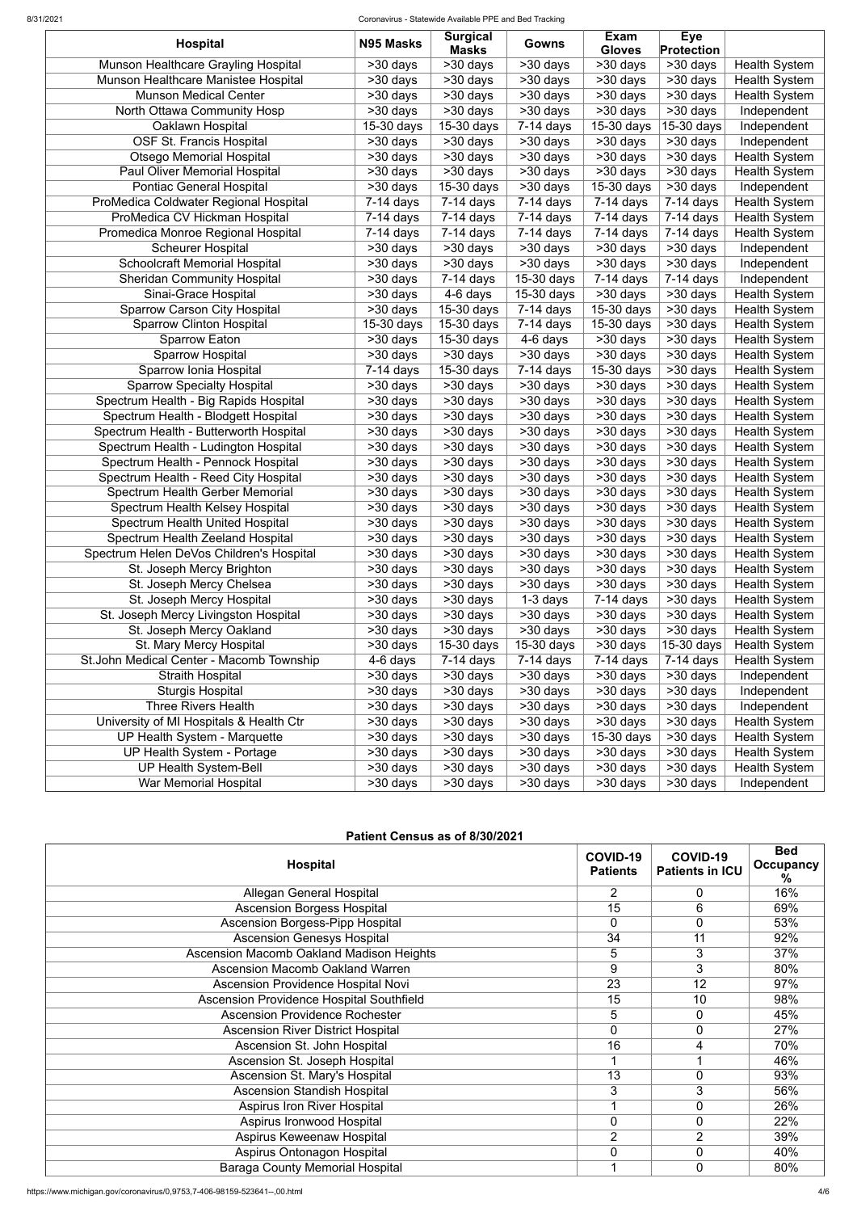| Hospital | N95 Masks | Surgical Masks | Gowns | Exam Gloves | Eye Protection | |
|---|---|---|---|---|---|---|
| Munson Healthcare Grayling Hospital | >30 days | >30 days | >30 days | >30 days | >30 days | Health System |
| Munson Healthcare Manistee Hospital | >30 days | >30 days | >30 days | >30 days | >30 days | Health System |
| Munson Medical Center | >30 days | >30 days | >30 days | >30 days | >30 days | Health System |
| North Ottawa Community Hosp | >30 days | >30 days | >30 days | >30 days | >30 days | Independent |
| Oaklawn Hospital | 15-30 days | 15-30 days | 7-14 days | 15-30 days | 15-30 days | Independent |
| OSF St. Francis Hospital | >30 days | >30 days | >30 days | >30 days | >30 days | Independent |
| Otsego Memorial Hospital | >30 days | >30 days | >30 days | >30 days | >30 days | Health System |
| Paul Oliver Memorial Hospital | >30 days | >30 days | >30 days | >30 days | >30 days | Health System |
| Pontiac General Hospital | >30 days | 15-30 days | >30 days | 15-30 days | >30 days | Independent |
| ProMedica Coldwater Regional Hospital | 7-14 days | 7-14 days | 7-14 days | 7-14 days | 7-14 days | Health System |
| ProMedica CV Hickman Hospital | 7-14 days | 7-14 days | 7-14 days | 7-14 days | 7-14 days | Health System |
| Promedica Monroe Regional Hospital | 7-14 days | 7-14 days | 7-14 days | 7-14 days | 7-14 days | Health System |
| Scheurer Hospital | >30 days | >30 days | >30 days | >30 days | >30 days | Independent |
| Schoolcraft Memorial Hospital | >30 days | >30 days | >30 days | >30 days | >30 days | Independent |
| Sheridan Community Hospital | >30 days | 7-14 days | 15-30 days | 7-14 days | 7-14 days | Independent |
| Sinai-Grace Hospital | >30 days | 4-6 days | 15-30 days | >30 days | >30 days | Health System |
| Sparrow Carson City Hospital | >30 days | 15-30 days | 7-14 days | 15-30 days | >30 days | Health System |
| Sparrow Clinton Hospital | 15-30 days | 15-30 days | 7-14 days | 15-30 days | >30 days | Health System |
| Sparrow Eaton | >30 days | 15-30 days | 4-6 days | >30 days | >30 days | Health System |
| Sparrow Hospital | >30 days | >30 days | >30 days | >30 days | >30 days | Health System |
| Sparrow Ionia Hospital | 7-14 days | 15-30 days | 7-14 days | 15-30 days | >30 days | Health System |
| Sparrow Specialty Hospital | >30 days | >30 days | >30 days | >30 days | >30 days | Health System |
| Spectrum Health - Big Rapids Hospital | >30 days | >30 days | >30 days | >30 days | >30 days | Health System |
| Spectrum Health - Blodgett Hospital | >30 days | >30 days | >30 days | >30 days | >30 days | Health System |
| Spectrum Health - Butterworth Hospital | >30 days | >30 days | >30 days | >30 days | >30 days | Health System |
| Spectrum Health - Ludington Hospital | >30 days | >30 days | >30 days | >30 days | >30 days | Health System |
| Spectrum Health - Pennock Hospital | >30 days | >30 days | >30 days | >30 days | >30 days | Health System |
| Spectrum Health - Reed City Hospital | >30 days | >30 days | >30 days | >30 days | >30 days | Health System |
| Spectrum Health Gerber Memorial | >30 days | >30 days | >30 days | >30 days | >30 days | Health System |
| Spectrum Health Kelsey Hospital | >30 days | >30 days | >30 days | >30 days | >30 days | Health System |
| Spectrum Health United Hospital | >30 days | >30 days | >30 days | >30 days | >30 days | Health System |
| Spectrum Health Zeeland Hospital | >30 days | >30 days | >30 days | >30 days | >30 days | Health System |
| Spectrum Helen DeVos Children's Hospital | >30 days | >30 days | >30 days | >30 days | >30 days | Health System |
| St. Joseph Mercy Brighton | >30 days | >30 days | >30 days | >30 days | >30 days | Health System |
| St. Joseph Mercy Chelsea | >30 days | >30 days | >30 days | >30 days | >30 days | Health System |
| St. Joseph Mercy Hospital | >30 days | >30 days | 1-3 days | 7-14 days | >30 days | Health System |
| St. Joseph Mercy Livingston Hospital | >30 days | >30 days | >30 days | >30 days | >30 days | Health System |
| St. Joseph Mercy Oakland | >30 days | >30 days | >30 days | >30 days | >30 days | Health System |
| St. Mary Mercy Hospital | >30 days | 15-30 days | 15-30 days | >30 days | 15-30 days | Health System |
| St.John Medical Center - Macomb Township | 4-6 days | 7-14 days | 7-14 days | 7-14 days | 7-14 days | Health System |
| Straith Hospital | >30 days | >30 days | >30 days | >30 days | >30 days | Independent |
| Sturgis Hospital | >30 days | >30 days | >30 days | >30 days | >30 days | Independent |
| Three Rivers Health | >30 days | >30 days | >30 days | >30 days | >30 days | Independent |
| University of MI Hospitals & Health Ctr | >30 days | >30 days | >30 days | >30 days | >30 days | Health System |
| UP Health System - Marquette | >30 days | >30 days | >30 days | 15-30 days | >30 days | Health System |
| UP Health System - Portage | >30 days | >30 days | >30 days | >30 days | >30 days | Health System |
| UP Health System-Bell | >30 days | >30 days | >30 days | >30 days | >30 days | Health System |
| War Memorial Hospital | >30 days | >30 days | >30 days | >30 days | >30 days | Independent |

### Patient Census as of 8/30/2021

| Hospital | COVID-19 Patients | COVID-19 Patients in ICU | Bed Occupancy % |
|---|---|---|---|
| Allegan General Hospital | 2 | 0 | 16% |
| Ascension Borgess Hospital | 15 | 6 | 69% |
| Ascension Borgess-Pipp Hospital | 0 | 0 | 53% |
| Ascension Genesys Hospital | 34 | 11 | 92% |
| Ascension Macomb Oakland Madison Heights | 5 | 3 | 37% |
| Ascension Macomb Oakland Warren | 9 | 3 | 80% |
| Ascension Providence Hospital Novi | 23 | 12 | 97% |
| Ascension Providence Hospital Southfield | 15 | 10 | 98% |
| Ascension Providence Rochester | 5 | 0 | 45% |
| Ascension River District Hospital | 0 | 0 | 27% |
| Ascension St. John Hospital | 16 | 4 | 70% |
| Ascension St. Joseph Hospital | 1 | 1 | 46% |
| Ascension St. Mary's Hospital | 13 | 0 | 93% |
| Ascension Standish Hospital | 3 | 3 | 56% |
| Aspirus Iron River Hospital | 1 | 0 | 26% |
| Aspirus Ironwood Hospital | 0 | 0 | 22% |
| Aspirus Keweenaw Hospital | 2 | 2 | 39% |
| Aspirus Ontonagon Hospital | 0 | 0 | 40% |
| Baraga County Memorial Hospital | 1 | 0 | 80% |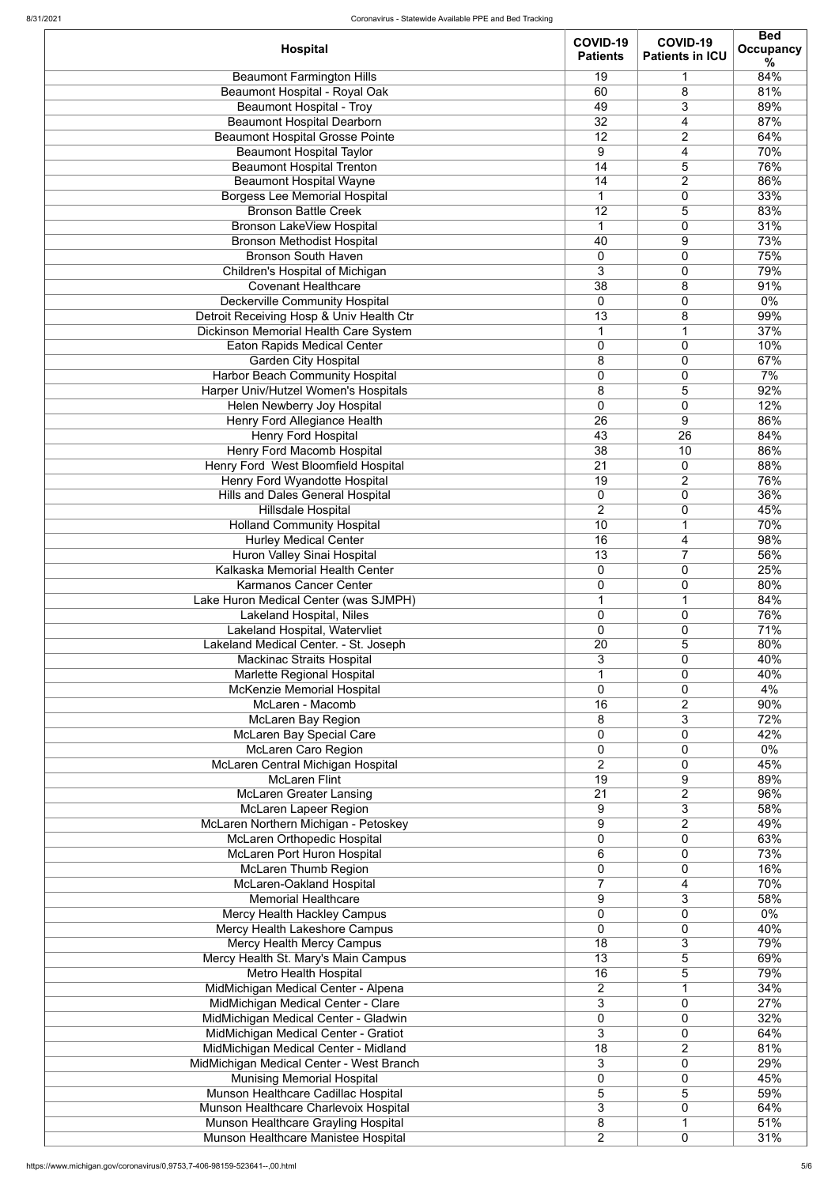| Hospital | COVID-19 Patients | COVID-19 Patients in ICU | Bed Occupancy % |
|---|---|---|---|
| Beaumont Farmington Hills | 19 | 1 | 84% |
| Beaumont Hospital - Royal Oak | 60 | 8 | 81% |
| Beaumont Hospital - Troy | 49 | 3 | 89% |
| Beaumont Hospital Dearborn | 32 | 4 | 87% |
| Beaumont Hospital Grosse Pointe | 12 | 2 | 64% |
| Beaumont Hospital Taylor | 9 | 4 | 70% |
| Beaumont Hospital Trenton | 14 | 5 | 76% |
| Beaumont Hospital Wayne | 14 | 2 | 86% |
| Borgess Lee Memorial Hospital | 1 | 0 | 33% |
| Bronson Battle Creek | 12 | 5 | 83% |
| Bronson LakeView Hospital | 1 | 0 | 31% |
| Bronson Methodist Hospital | 40 | 9 | 73% |
| Bronson South Haven | 0 | 0 | 75% |
| Children's Hospital of Michigan | 3 | 0 | 79% |
| Covenant Healthcare | 38 | 8 | 91% |
| Deckerville Community Hospital | 0 | 0 | 0% |
| Detroit Receiving Hosp & Univ Health Ctr | 13 | 8 | 99% |
| Dickinson Memorial Health Care System | 1 | 1 | 37% |
| Eaton Rapids Medical Center | 0 | 0 | 10% |
| Garden City Hospital | 8 | 0 | 67% |
| Harbor Beach Community Hospital | 0 | 0 | 7% |
| Harper Univ/Hutzel Women's Hospitals | 8 | 5 | 92% |
| Helen Newberry Joy Hospital | 0 | 0 | 12% |
| Henry Ford Allegiance Health | 26 | 9 | 86% |
| Henry Ford Hospital | 43 | 26 | 84% |
| Henry Ford Macomb Hospital | 38 | 10 | 86% |
| Henry Ford West Bloomfield Hospital | 21 | 0 | 88% |
| Henry Ford Wyandotte Hospital | 19 | 2 | 76% |
| Hills and Dales General Hospital | 0 | 0 | 36% |
| Hillsdale Hospital | 2 | 0 | 45% |
| Holland Community Hospital | 10 | 1 | 70% |
| Hurley Medical Center | 16 | 4 | 98% |
| Huron Valley Sinai Hospital | 13 | 7 | 56% |
| Kalkaska Memorial Health Center | 0 | 0 | 25% |
| Karmanos Cancer Center | 0 | 0 | 80% |
| Lake Huron Medical Center (was SJMPH) | 1 | 1 | 84% |
| Lakeland Hospital, Niles | 0 | 0 | 76% |
| Lakeland Hospital, Watervliet | 0 | 0 | 71% |
| Lakeland Medical Center. - St. Joseph | 20 | 5 | 80% |
| Mackinac Straits Hospital | 3 | 0 | 40% |
| Marlette Regional Hospital | 1 | 0 | 40% |
| McKenzie Memorial Hospital | 0 | 0 | 4% |
| McLaren - Macomb | 16 | 2 | 90% |
| McLaren Bay Region | 8 | 3 | 72% |
| McLaren Bay Special Care | 0 | 0 | 42% |
| McLaren Caro Region | 0 | 0 | 0% |
| McLaren Central Michigan Hospital | 2 | 0 | 45% |
| McLaren Flint | 19 | 9 | 89% |
| McLaren Greater Lansing | 21 | 2 | 96% |
| McLaren Lapeer Region | 9 | 3 | 58% |
| McLaren Northern Michigan - Petoskey | 9 | 2 | 49% |
| McLaren Orthopedic Hospital | 0 | 0 | 63% |
| McLaren Port Huron Hospital | 6 | 0 | 73% |
| McLaren Thumb Region | 0 | 0 | 16% |
| McLaren-Oakland Hospital | 7 | 4 | 70% |
| Memorial Healthcare | 9 | 3 | 58% |
| Mercy Health Hackley Campus | 0 | 0 | 0% |
| Mercy Health Lakeshore Campus | 0 | 0 | 40% |
| Mercy Health Mercy Campus | 18 | 3 | 79% |
| Mercy Health St. Mary's Main Campus | 13 | 5 | 69% |
| Metro Health Hospital | 16 | 5 | 79% |
| MidMichigan Medical Center - Alpena | 2 | 1 | 34% |
| MidMichigan Medical Center - Clare | 3 | 0 | 27% |
| MidMichigan Medical Center - Gladwin | 0 | 0 | 32% |
| MidMichigan Medical Center - Gratiot | 3 | 0 | 64% |
| MidMichigan Medical Center - Midland | 18 | 2 | 81% |
| MidMichigan Medical Center - West Branch | 3 | 0 | 29% |
| Munising Memorial Hospital | 0 | 0 | 45% |
| Munson Healthcare Cadillac Hospital | 5 | 5 | 59% |
| Munson Healthcare Charlevoix Hospital | 3 | 0 | 64% |
| Munson Healthcare Grayling Hospital | 8 | 1 | 51% |
| Munson Healthcare Manistee Hospital | 2 | 0 | 31% |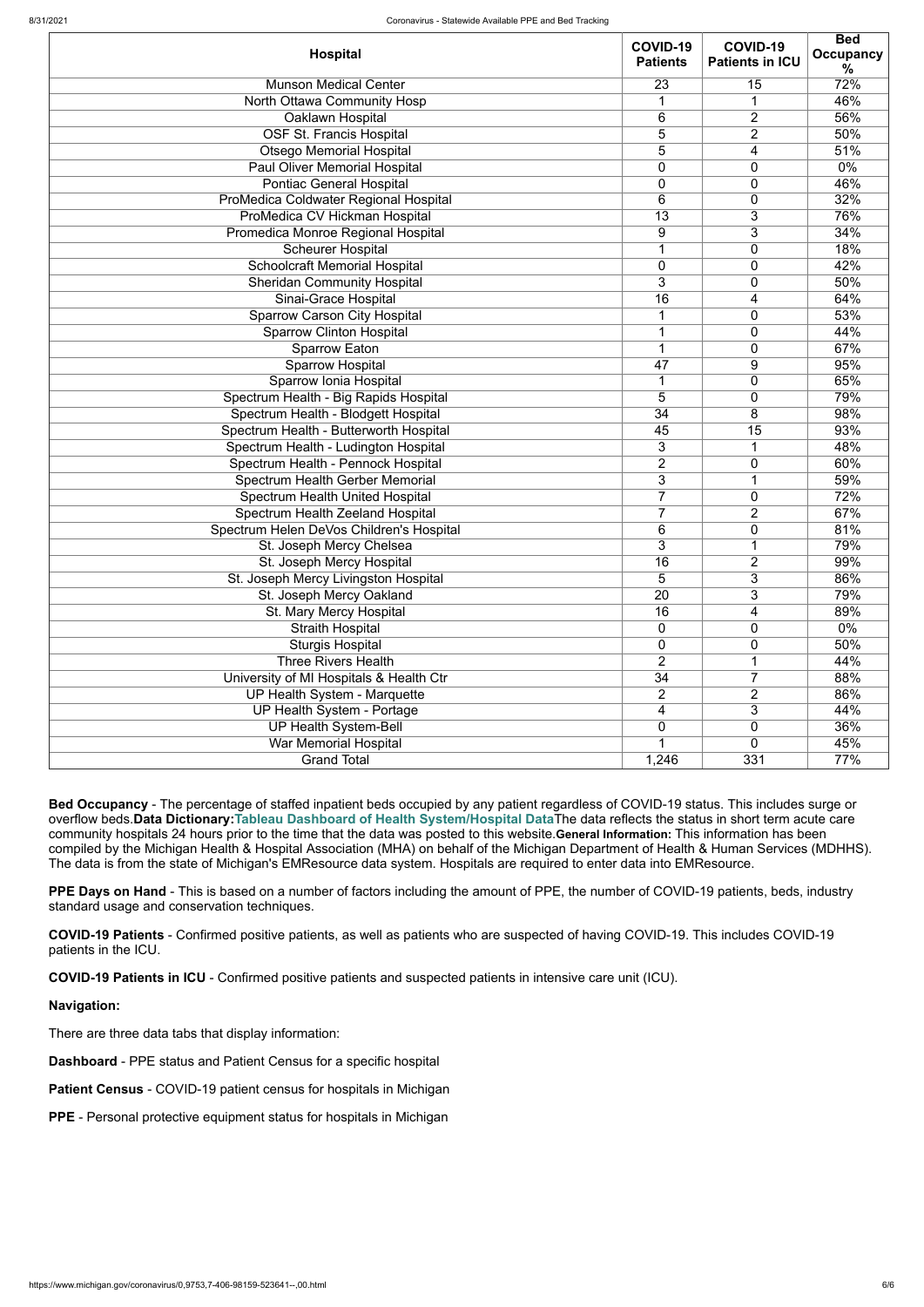| Hospital | COVID-19 Patients | COVID-19 Patients in ICU | Bed Occupancy % |
|---|---|---|---|
| Munson Medical Center | 23 | 15 | 72% |
| North Ottawa Community Hosp | 1 | 1 | 46% |
| Oaklawn Hospital | 6 | 2 | 56% |
| OSF St. Francis Hospital | 5 | 2 | 50% |
| Otsego Memorial Hospital | 5 | 4 | 51% |
| Paul Oliver Memorial Hospital | 0 | 0 | 0% |
| Pontiac General Hospital | 0 | 0 | 46% |
| ProMedica Coldwater Regional Hospital | 6 | 0 | 32% |
| ProMedica CV Hickman Hospital | 13 | 3 | 76% |
| Promedica Monroe Regional Hospital | 9 | 3 | 34% |
| Scheurer Hospital | 1 | 0 | 18% |
| Schoolcraft Memorial Hospital | 0 | 0 | 42% |
| Sheridan Community Hospital | 3 | 0 | 50% |
| Sinai-Grace Hospital | 16 | 4 | 64% |
| Sparrow Carson City Hospital | 1 | 0 | 53% |
| Sparrow Clinton Hospital | 1 | 0 | 44% |
| Sparrow Eaton | 1 | 0 | 67% |
| Sparrow Hospital | 47 | 9 | 95% |
| Sparrow Ionia Hospital | 1 | 0 | 65% |
| Spectrum Health - Big Rapids Hospital | 5 | 0 | 79% |
| Spectrum Health - Blodgett Hospital | 34 | 8 | 98% |
| Spectrum Health - Butterworth Hospital | 45 | 15 | 93% |
| Spectrum Health - Ludington Hospital | 3 | 1 | 48% |
| Spectrum Health - Pennock Hospital | 2 | 0 | 60% |
| Spectrum Health Gerber Memorial | 3 | 1 | 59% |
| Spectrum Health United Hospital | 7 | 0 | 72% |
| Spectrum Health Zeeland Hospital | 7 | 2 | 67% |
| Spectrum Helen DeVos Children's Hospital | 6 | 0 | 81% |
| St. Joseph Mercy Chelsea | 3 | 1 | 79% |
| St. Joseph Mercy Hospital | 16 | 2 | 99% |
| St. Joseph Mercy Livingston Hospital | 5 | 3 | 86% |
| St. Joseph Mercy Oakland | 20 | 3 | 79% |
| St. Mary Mercy Hospital | 16 | 4 | 89% |
| Straith Hospital | 0 | 0 | 0% |
| Sturgis Hospital | 0 | 0 | 50% |
| Three Rivers Health | 2 | 1 | 44% |
| University of MI Hospitals & Health Ctr | 34 | 7 | 88% |
| UP Health System - Marquette | 2 | 2 | 86% |
| UP Health System - Portage | 4 | 3 | 44% |
| UP Health System-Bell | 0 | 0 | 36% |
| War Memorial Hospital | 1 | 0 | 45% |
| Grand Total | 1,246 | 331 | 77% |

**Bed Occupancy** - The percentage of staffed inpatient beds occupied by any patient regardless of COVID-19 status. This includes surge or overflow beds.**Data Dictionary:Tableau Dashboard of Health System/Hospital Data**The data reflects the status in short term acute care community hospitals 24 hours prior to the time that the data was posted to this website.**General Information:** This information has been compiled by the Michigan Health & Hospital Association (MHA) on behalf of the Michigan Department of Health & Human Services (MDHHS). The data is from the state of Michigan's EMResource data system. Hospitals are required to enter data into EMResource.

**PPE Days on Hand** - This is based on a number of factors including the amount of PPE, the number of COVID-19 patients, beds, industry standard usage and conservation techniques.

**COVID-19 Patients** - Confirmed positive patients, as well as patients who are suspected of having COVID-19. This includes COVID-19 patients in the ICU.

**COVID-19 Patients in ICU** - Confirmed positive patients and suspected patients in intensive care unit (ICU).

**Navigation:**

There are three data tabs that display information:

**Dashboard** - PPE status and Patient Census for a specific hospital

**Patient Census** - COVID-19 patient census for hospitals in Michigan

**PPE** - Personal protective equipment status for hospitals in Michigan